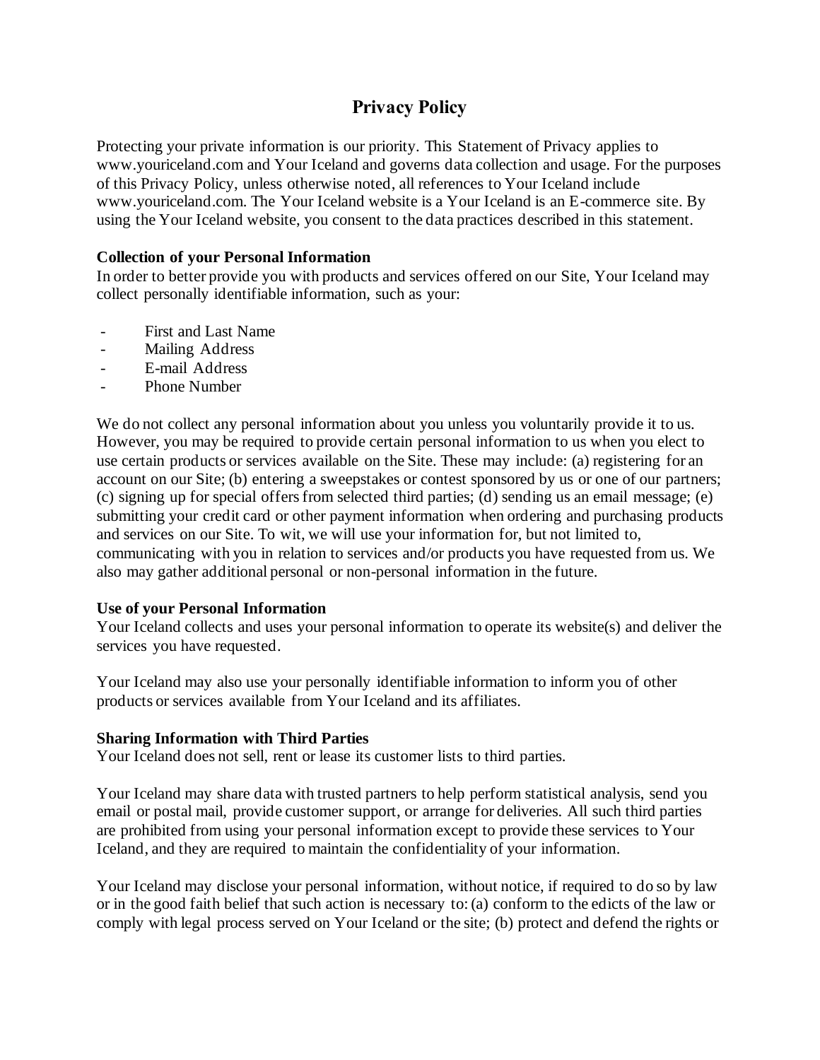# Privacy Policy

Protecting your private information is our priority. This Statement of Privacy applies to www.youriceland.com and Your Iceland and governs data collection and usage. For the purposes of this Privacy Policy, unless otherwise noted, all references to Your Iceland include www.youriceland.com. The Your Iceland website is a Your Iceland is an E-commerce site. By using the Your Iceland website, you consent to the data practices described in this statement.

**Collection of your Personal Information**

In order to better provide you with products and services offered on our Site, Your Iceland may collect personally identifiable information, such as your:

- First and Last Name
- Mailing Address
- E-mail Address
- Phone Number

We do not collect any personal information about you unless you voluntarily provide it to us. However, you may be required to provide certain personal information to us when you elect to use certain products or services available on the Site. These may include: (a) registering for an account on our Site; (b) entering a sweepstakes or contest sponsored by us or one of our partners; (c) signing up for special offers from selected third parties; (d) sending us an email message; (e) submitting your credit card or other payment information when ordering and purchasing products and services on our Site. To wit, we will use your information for, but not limited to, communicating with you in relation to services and/or products you have requested from us. We also may gather additional personal or non-personal information in the future.

**Use of your Personal Information**

Your Iceland collects and uses your personal information to operate its website(s) and deliver the services you have requested.

Your Iceland may also use your personally identifiable information to inform you of other products or services available from Your Iceland and its affiliates.

**Sharing Information with Third Parties**

Your Iceland does not sell, rent or lease its customer lists to third parties.

Your Iceland may share data with trusted partners to help perform statistical analysis, send you email or postal mail, provide customer support, or arrange for deliveries. All such third parties are prohibited from using your personal information except to provide these services to Your Iceland, and they are required to maintain the confidentiality of your information.

Your Iceland may disclose your personal information, without notice, if required to do so by law or in the good faith belief that such action is necessary to: (a) conform to the edicts of the law or comply with legal process served on Your Iceland or the site; (b) protect and defend the rights or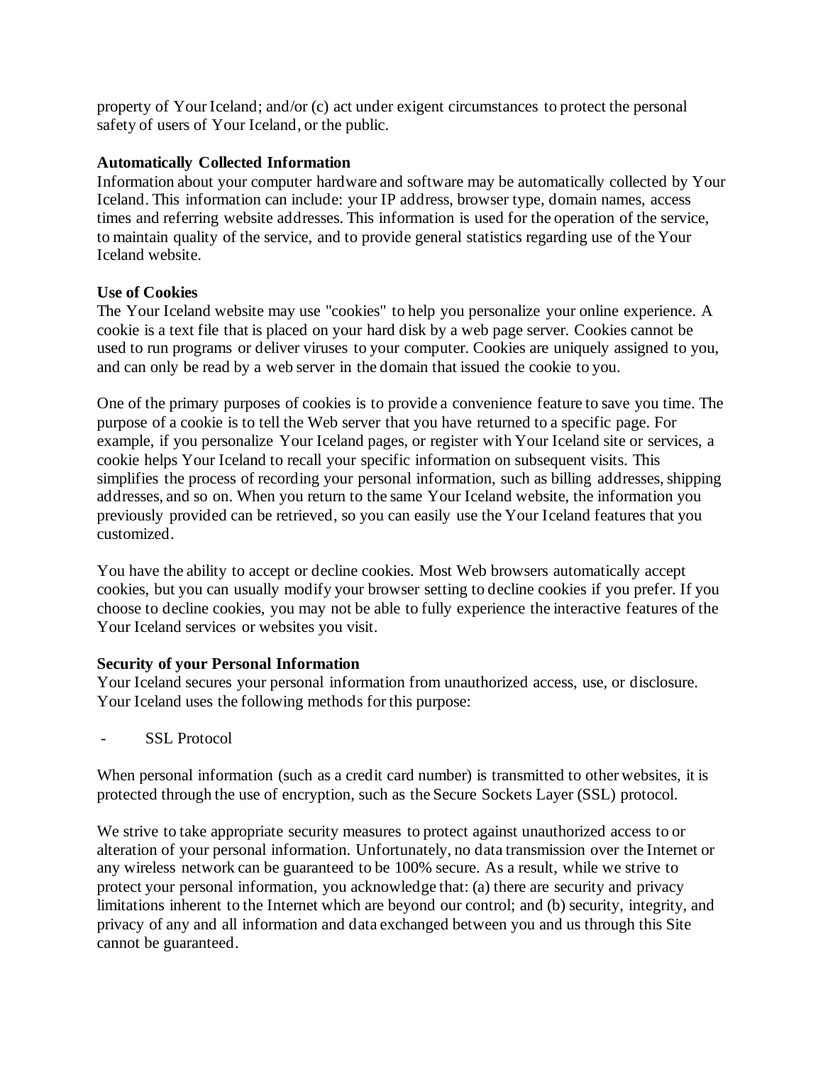property of Your Iceland; and/or (c) act under exigent circumstances to protect the personal safety of users of Your Iceland, or the public.

**Automatically Collected Information**

Information about your computer hardware and software may be automatically collected by Your Iceland. This information can include: your IP address, browser type, domain names, access times and referring website addresses. This information is used for the operation of the service, to maintain quality of the service, and to provide general statistics regarding use of the Your Iceland website.

**Use of Cookies**

The Your Iceland website may use "cookies" to help you personalize your online experience. A cookie is a text file that is placed on your hard disk by a web page server. Cookies cannot be used to run programs or deliver viruses to your computer. Cookies are uniquely assigned to you, and can only be read by a web server in the domain that issued the cookie to you.

One of the primary purposes of cookies is to provide a convenience feature to save you time. The purpose of a cookie is to tell the Web server that you have returned to a specific page. For example, if you personalize Your Iceland pages, or register with Your Iceland site or services, a cookie helps Your Iceland to recall your specific information on subsequent visits. This simplifies the process of recording your personal information, such as billing addresses, shipping addresses, and so on. When you return to the same Your Iceland website, the information you previously provided can be retrieved, so you can easily use the Your Iceland features that you customized.

You have the ability to accept or decline cookies. Most Web browsers automatically accept cookies, but you can usually modify your browser setting to decline cookies if you prefer. If you choose to decline cookies, you may not be able to fully experience the interactive features of the Your Iceland services or websites you visit.

**Security of your Personal Information**

Your Iceland secures your personal information from unauthorized access, use, or disclosure. Your Iceland uses the following methods for this purpose:

- SSL Protocol

When personal information (such as a credit card number) is transmitted to other websites, it is protected through the use of encryption, such as the Secure Sockets Layer (SSL) protocol.

We strive to take appropriate security measures to protect against unauthorized access to or alteration of your personal information. Unfortunately, no data transmission over the Internet or any wireless network can be guaranteed to be 100% secure. As a result, while we strive to protect your personal information, you acknowledge that: (a) there are security and privacy limitations inherent to the Internet which are beyond our control; and (b) security, integrity, and privacy of any and all information and data exchanged between you and us through this Site cannot be guaranteed.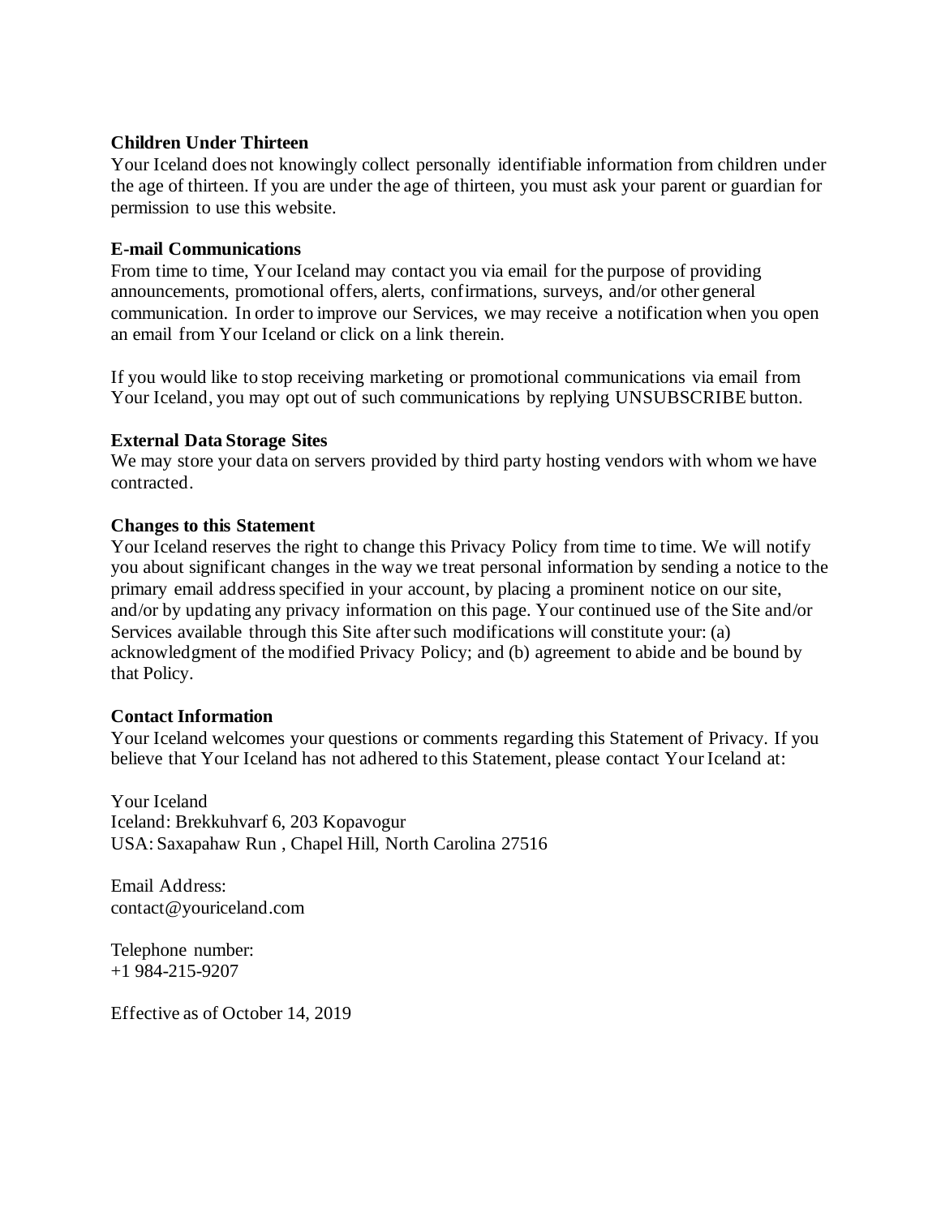**Children Under Thirteen**

Your Iceland does not knowingly collect personally identifiable information from children under the age of thirteen. If you are under the age of thirteen, you must ask your parent or guardian for permission to use this website.

**E-mail Communications**

From time to time, Your Iceland may contact you via email for the purpose of providing announcements, promotional offers, alerts, confirmations, surveys, and/or other general communication. In order to improve our Services, we may receive a notification when you open an email from Your Iceland or click on a link therein.

If you would like to stop receiving marketing or promotional communications via email from Your Iceland, you may opt out of such communications by replying UNSUBSCRIBE button.

**External Data Storage Sites**

We may store your data on servers provided by third party hosting vendors with whom we have contracted.

**Changes to this Statement**

Your Iceland reserves the right to change this Privacy Policy from time to time. We will notify you about significant changes in the way we treat personal information by sending a notice to the primary email address specified in your account, by placing a prominent notice on our site, and/or by updating any privacy information on this page. Your continued use of the Site and/or Services available through this Site after such modifications will constitute your: (a) acknowledgment of the modified Privacy Policy; and (b) agreement to abide and be bound by that Policy.

**Contact Information**

Your Iceland welcomes your questions or comments regarding this Statement of Privacy. If you believe that Your Iceland has not adhered to this Statement, please contact Your Iceland at:

Your Iceland
Iceland: Brekkuhvarf 6, 203 Kopavogur
USA: Saxapahaw Run , Chapel Hill, North Carolina 27516

Email Address:
contact@youriceland.com

Telephone number:
+1 984-215-9207

Effective as of October 14, 2019